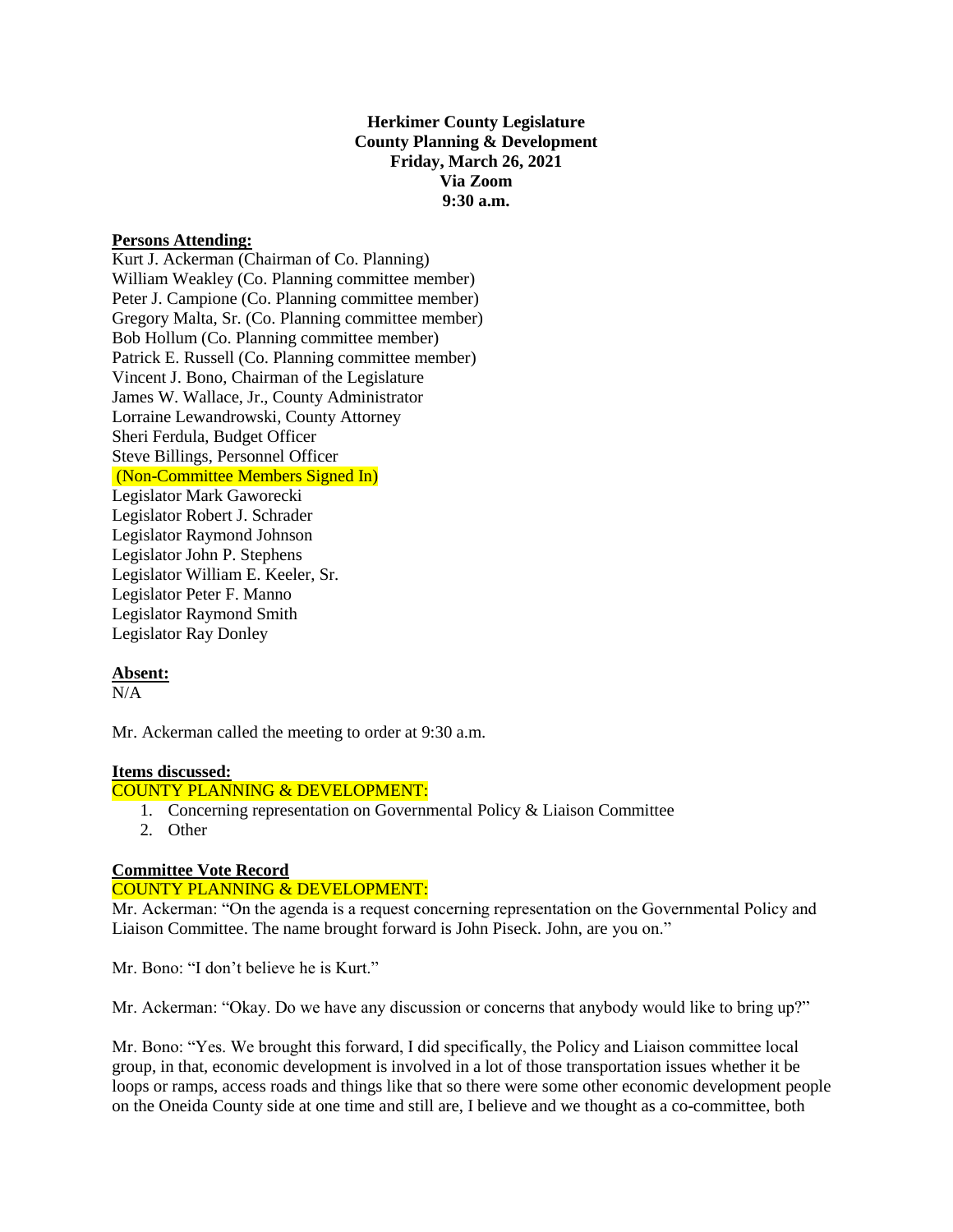**Herkimer County Legislature**
**County Planning & Development**
**Friday, March 26, 2021**
**Via Zoom**
**9:30 a.m.**

**Persons Attending:**

Kurt J. Ackerman (Chairman of Co. Planning)
William Weakley (Co. Planning committee member)
Peter J. Campione (Co. Planning committee member)
Gregory Malta, Sr. (Co. Planning committee member)
Bob Hollum (Co. Planning committee member)
Patrick E. Russell (Co. Planning committee member)
Vincent J. Bono, Chairman of the Legislature
James W. Wallace, Jr., County Administrator
Lorraine Lewandrowski, County Attorney
Sheri Ferdula, Budget Officer
Steve Billings, Personnel Officer
(Non-Committee Members Signed In)
Legislator Mark Gaworecki
Legislator Robert J. Schrader
Legislator Raymond Johnson
Legislator John P. Stephens
Legislator William E. Keeler, Sr.
Legislator Peter F. Manno
Legislator Raymond Smith
Legislator Ray Donley

**Absent:**

N/A

Mr. Ackerman called the meeting to order at 9:30 a.m.

**Items discussed:**

COUNTY PLANNING & DEVELOPMENT:

1. Concerning representation on Governmental Policy & Liaison Committee
2. Other

**Committee Vote Record**

COUNTY PLANNING & DEVELOPMENT:

Mr. Ackerman: "On the agenda is a request concerning representation on the Governmental Policy and Liaison Committee. The name brought forward is John Piseck. John, are you on."

Mr. Bono: "I don't believe he is Kurt."

Mr. Ackerman: "Okay. Do we have any discussion or concerns that anybody would like to bring up?"

Mr. Bono: "Yes. We brought this forward, I did specifically, the Policy and Liaison committee local group, in that, economic development is involved in a lot of those transportation issues whether it be loops or ramps, access roads and things like that so there were some other economic development people on the Oneida County side at one time and still are, I believe and we thought as a co-committee, both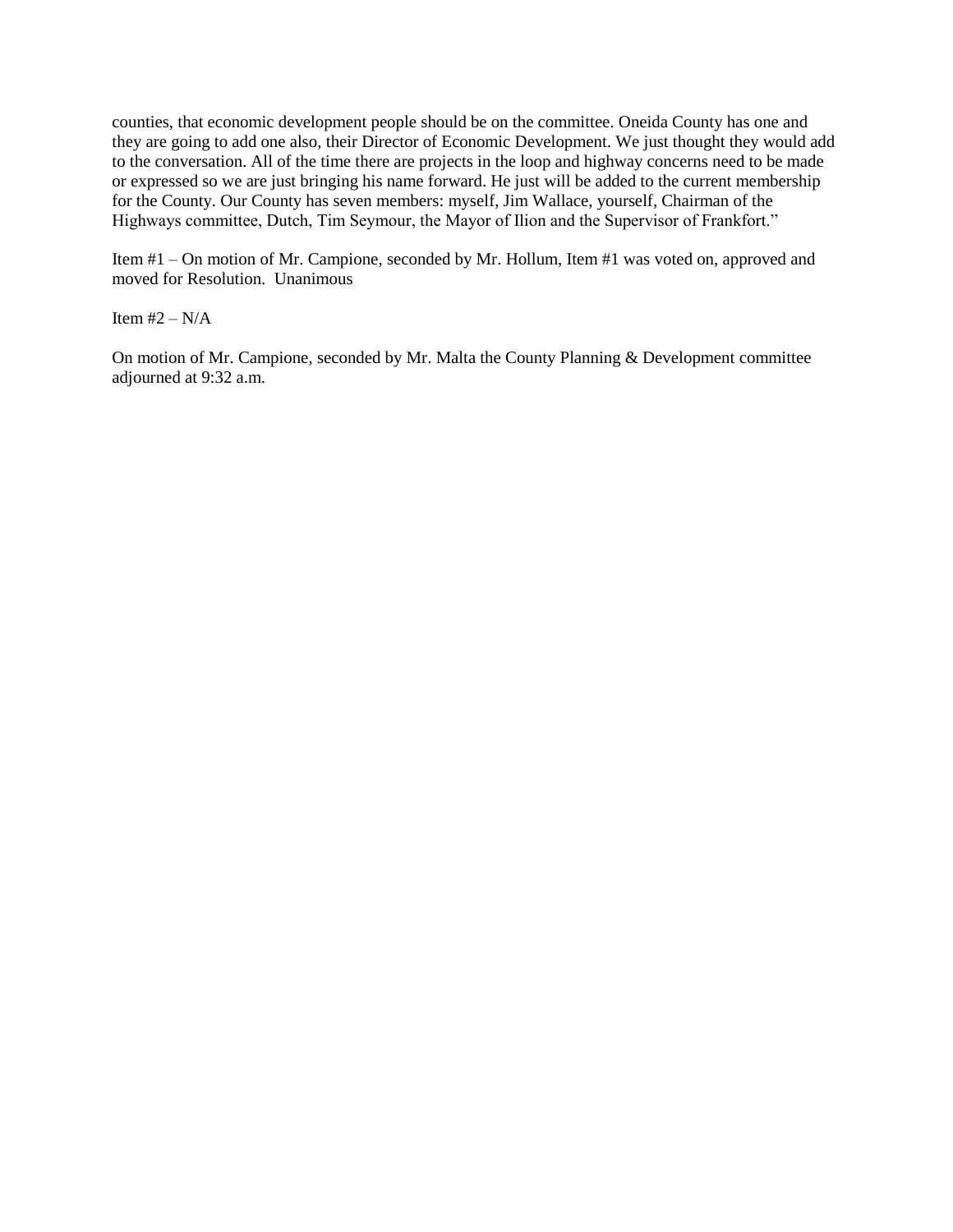counties, that economic development people should be on the committee. Oneida County has one and they are going to add one also, their Director of Economic Development. We just thought they would add to the conversation. All of the time there are projects in the loop and highway concerns need to be made or expressed so we are just bringing his name forward. He just will be added to the current membership for the County. Our County has seven members: myself, Jim Wallace, yourself, Chairman of the Highways committee, Dutch, Tim Seymour, the Mayor of Ilion and the Supervisor of Frankfort."

Item #1 – On motion of Mr. Campione, seconded by Mr. Hollum, Item #1 was voted on, approved and moved for Resolution. Unanimous

Item #2 – N/A

On motion of Mr. Campione, seconded by Mr. Malta the County Planning & Development committee adjourned at 9:32 a.m.